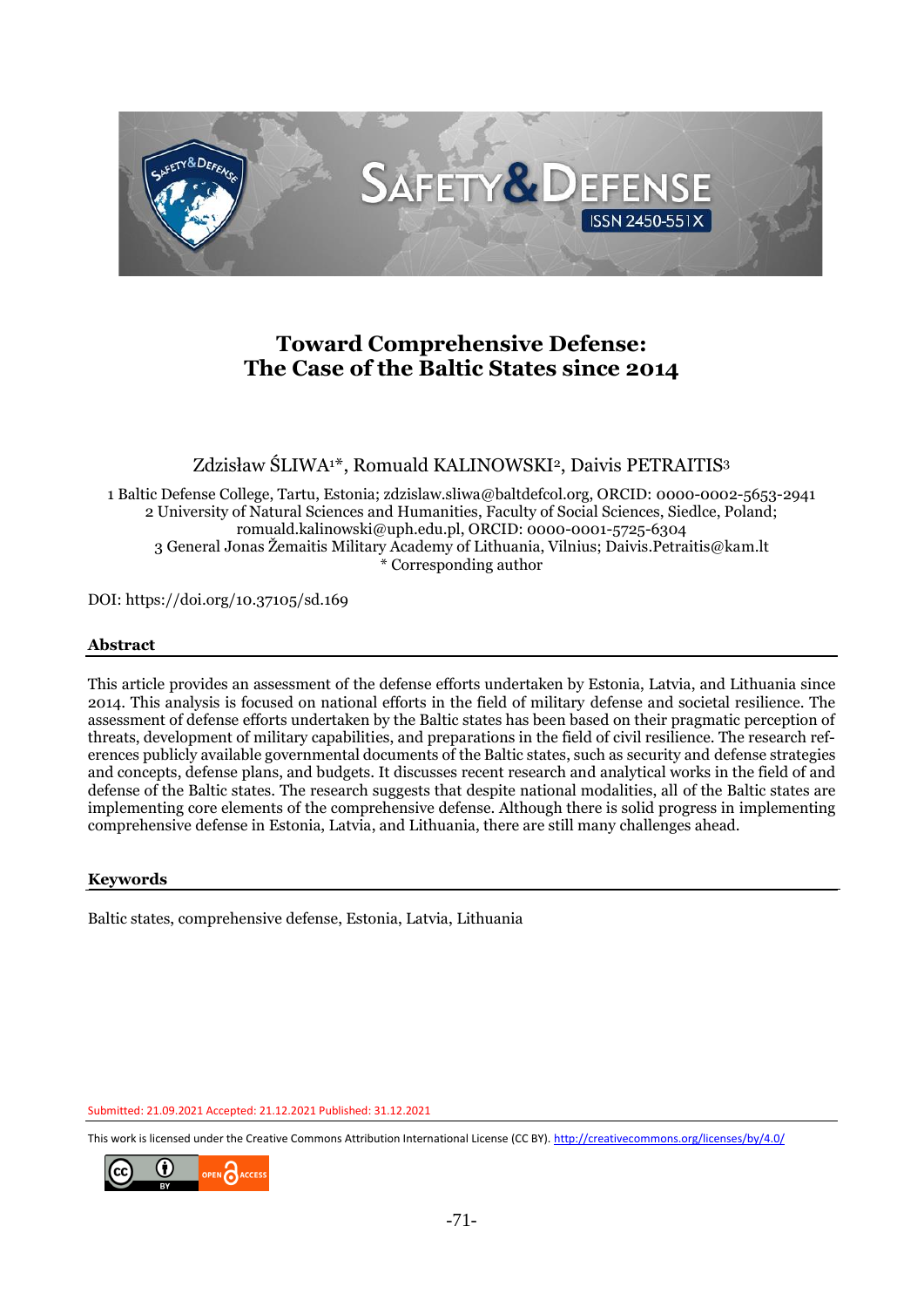# Toward Comprehensive Defense: The Case of the Baltic States since 2014

Zdzisław ŚLIWA[1]*, Romuald KALINOWSKI[2], Daivis PETRAITIS[3]

1 Baltic Defense College, Tartu, Estonia; zdzislaw.sliwa@baltdefcol.org, ORCID: 0000-0002-5653-2941
2 University of Natural Sciences and Humanities, Faculty of Social Sciences, Siedlce, Poland; romuald.kalinowski@uph.edu.pl, ORCID: 0000-0001-5725-6304
3 General Jonas Žemaitis Military Academy of Lithuania, Vilnius; Daivis.Petraitis@kam.lt
* Corresponding author

DOI: https://doi.org/10.37105/sd.169

## Abstract

This article provides an assessment of the defense efforts undertaken by Estonia, Latvia, and Lithuania since 2014. This analysis is focused on national efforts in the field of military defense and societal resilience. The assessment of defense efforts undertaken by the Baltic states has been based on their pragmatic perception of threats, development of military capabilities, and preparations in the field of civil resilience. The research references publicly available governmental documents of the Baltic states, such as security and defense strategies and concepts, defense plans, and budgets. It discusses recent research and analytical works in the field of and defense of the Baltic states. The research suggests that despite national modalities, all of the Baltic states are implementing core elements of the comprehensive defense. Although there is solid progress in implementing comprehensive defense in Estonia, Latvia, and Lithuania, there are still many challenges ahead.

## Keywords

Baltic states, comprehensive defense, Estonia, Latvia, Lithuania

Submitted: 21.09.2021 Accepted: 21.12.2021 Published: 31.12.2021

This work is licensed under the Creative Commons Attribution International License (CC BY). http://creativecommons.org/licenses/by/4.0/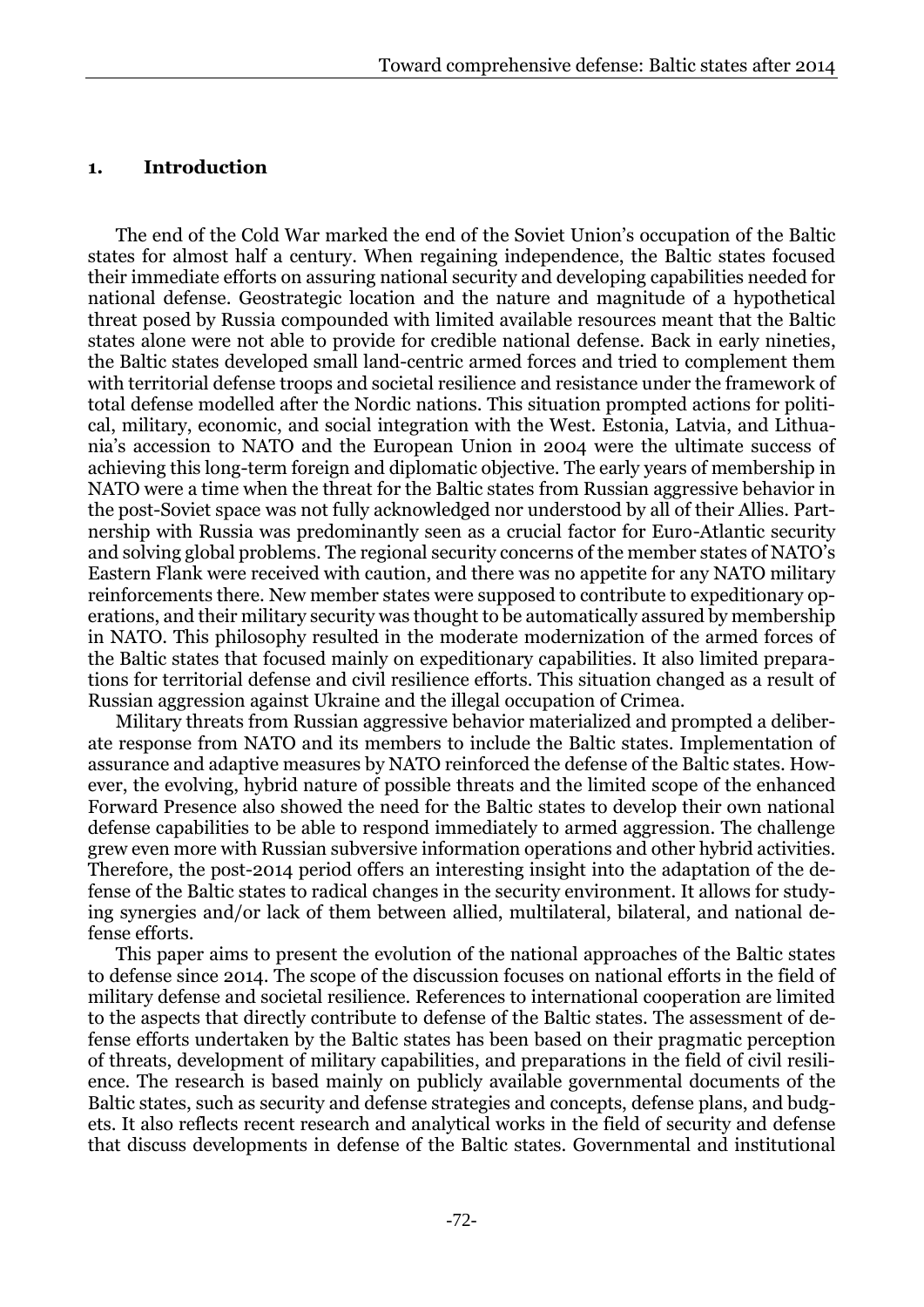## 1. Introduction

The end of the Cold War marked the end of the Soviet Union's occupation of the Baltic states for almost half a century. When regaining independence, the Baltic states focused their immediate efforts on assuring national security and developing capabilities needed for national defense. Geostrategic location and the nature and magnitude of a hypothetical threat posed by Russia compounded with limited available resources meant that the Baltic states alone were not able to provide for credible national defense. Back in early nineties, the Baltic states developed small land-centric armed forces and tried to complement them with territorial defense troops and societal resilience and resistance under the framework of total defense modelled after the Nordic nations. This situation prompted actions for political, military, economic, and social integration with the West. Estonia, Latvia, and Lithuania's accession to NATO and the European Union in 2004 were the ultimate success of achieving this long-term foreign and diplomatic objective. The early years of membership in NATO were a time when the threat for the Baltic states from Russian aggressive behavior in the post-Soviet space was not fully acknowledged nor understood by all of their Allies. Partnership with Russia was predominantly seen as a crucial factor for Euro-Atlantic security and solving global problems. The regional security concerns of the member states of NATO's Eastern Flank were received with caution, and there was no appetite for any NATO military reinforcements there. New member states were supposed to contribute to expeditionary operations, and their military security was thought to be automatically assured by membership in NATO. This philosophy resulted in the moderate modernization of the armed forces of the Baltic states that focused mainly on expeditionary capabilities. It also limited preparations for territorial defense and civil resilience efforts. This situation changed as a result of Russian aggression against Ukraine and the illegal occupation of Crimea.

Military threats from Russian aggressive behavior materialized and prompted a deliberate response from NATO and its members to include the Baltic states. Implementation of assurance and adaptive measures by NATO reinforced the defense of the Baltic states. However, the evolving, hybrid nature of possible threats and the limited scope of the enhanced Forward Presence also showed the need for the Baltic states to develop their own national defense capabilities to be able to respond immediately to armed aggression. The challenge grew even more with Russian subversive information operations and other hybrid activities. Therefore, the post-2014 period offers an interesting insight into the adaptation of the defense of the Baltic states to radical changes in the security environment. It allows for studying synergies and/or lack of them between allied, multilateral, bilateral, and national defense efforts.

This paper aims to present the evolution of the national approaches of the Baltic states to defense since 2014. The scope of the discussion focuses on national efforts in the field of military defense and societal resilience. References to international cooperation are limited to the aspects that directly contribute to defense of the Baltic states. The assessment of defense efforts undertaken by the Baltic states has been based on their pragmatic perception of threats, development of military capabilities, and preparations in the field of civil resilience. The research is based mainly on publicly available governmental documents of the Baltic states, such as security and defense strategies and concepts, defense plans, and budgets. It also reflects recent research and analytical works in the field of security and defense that discuss developments in defense of the Baltic states. Governmental and institutional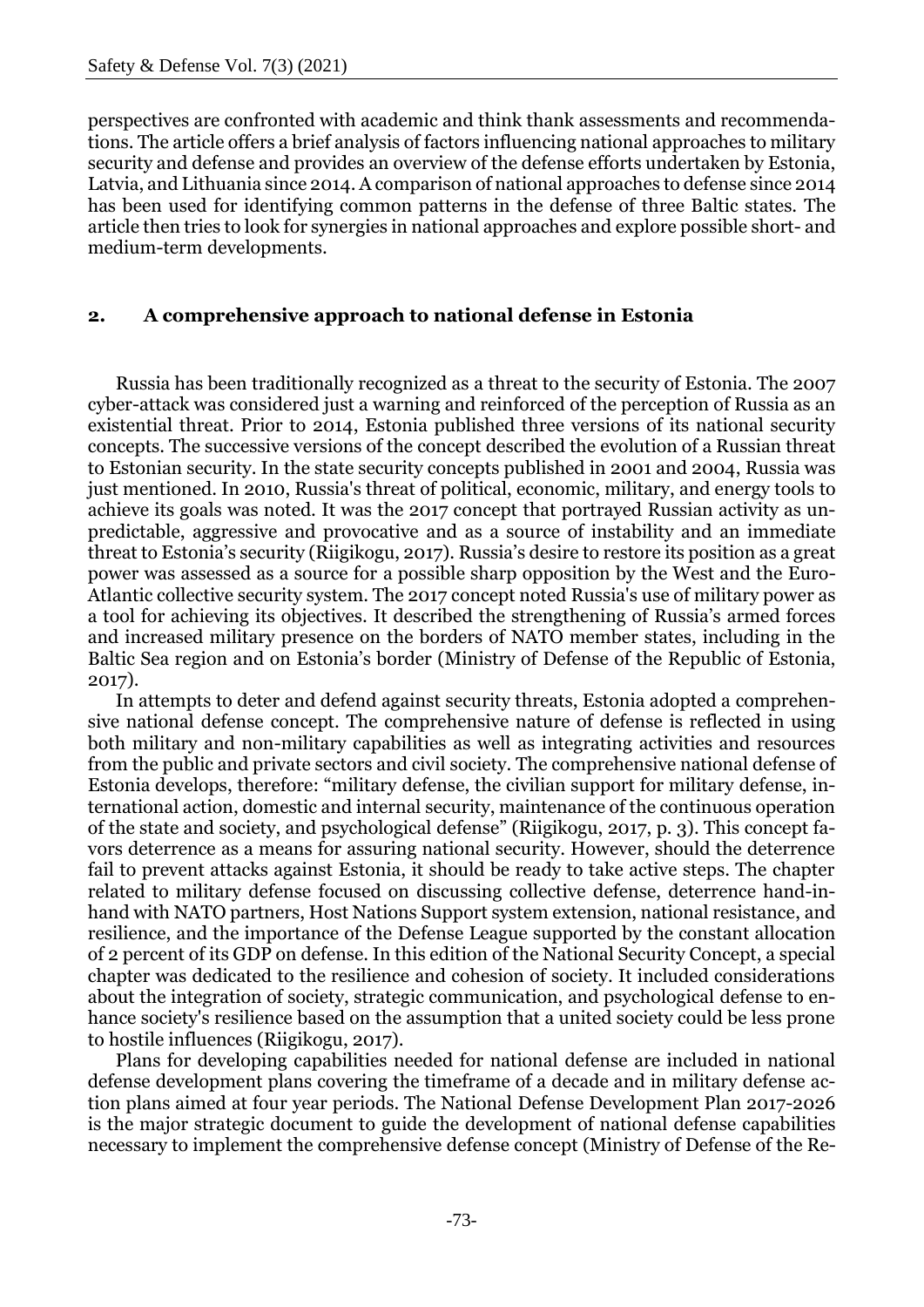perspectives are confronted with academic and think thank assessments and recommendations. The article offers a brief analysis of factors influencing national approaches to military security and defense and provides an overview of the defense efforts undertaken by Estonia, Latvia, and Lithuania since 2014. A comparison of national approaches to defense since 2014 has been used for identifying common patterns in the defense of three Baltic states. The article then tries to look for synergies in national approaches and explore possible short- and medium-term developments.

## 2. A comprehensive approach to national defense in Estonia

Russia has been traditionally recognized as a threat to the security of Estonia. The 2007 cyber-attack was considered just a warning and reinforced of the perception of Russia as an existential threat. Prior to 2014, Estonia published three versions of its national security concepts. The successive versions of the concept described the evolution of a Russian threat to Estonian security. In the state security concepts published in 2001 and 2004, Russia was just mentioned. In 2010, Russia's threat of political, economic, military, and energy tools to achieve its goals was noted. It was the 2017 concept that portrayed Russian activity as unpredictable, aggressive and provocative and as a source of instability and an immediate threat to Estonia's security (Riigikogu, 2017). Russia's desire to restore its position as a great power was assessed as a source for a possible sharp opposition by the West and the Euro-Atlantic collective security system. The 2017 concept noted Russia's use of military power as a tool for achieving its objectives. It described the strengthening of Russia's armed forces and increased military presence on the borders of NATO member states, including in the Baltic Sea region and on Estonia's border (Ministry of Defense of the Republic of Estonia, 2017).

In attempts to deter and defend against security threats, Estonia adopted a comprehensive national defense concept. The comprehensive nature of defense is reflected in using both military and non-military capabilities as well as integrating activities and resources from the public and private sectors and civil society. The comprehensive national defense of Estonia develops, therefore: "military defense, the civilian support for military defense, international action, domestic and internal security, maintenance of the continuous operation of the state and society, and psychological defense" (Riigikogu, 2017, p. 3). This concept favors deterrence as a means for assuring national security. However, should the deterrence fail to prevent attacks against Estonia, it should be ready to take active steps. The chapter related to military defense focused on discussing collective defense, deterrence hand-in-hand with NATO partners, Host Nations Support system extension, national resistance, and resilience, and the importance of the Defense League supported by the constant allocation of 2 percent of its GDP on defense. In this edition of the National Security Concept, a special chapter was dedicated to the resilience and cohesion of society. It included considerations about the integration of society, strategic communication, and psychological defense to enhance society's resilience based on the assumption that a united society could be less prone to hostile influences (Riigikogu, 2017).

Plans for developing capabilities needed for national defense are included in national defense development plans covering the timeframe of a decade and in military defense action plans aimed at four year periods. The National Defense Development Plan 2017-2026 is the major strategic document to guide the development of national defense capabilities necessary to implement the comprehensive defense concept (Ministry of Defense of the Re-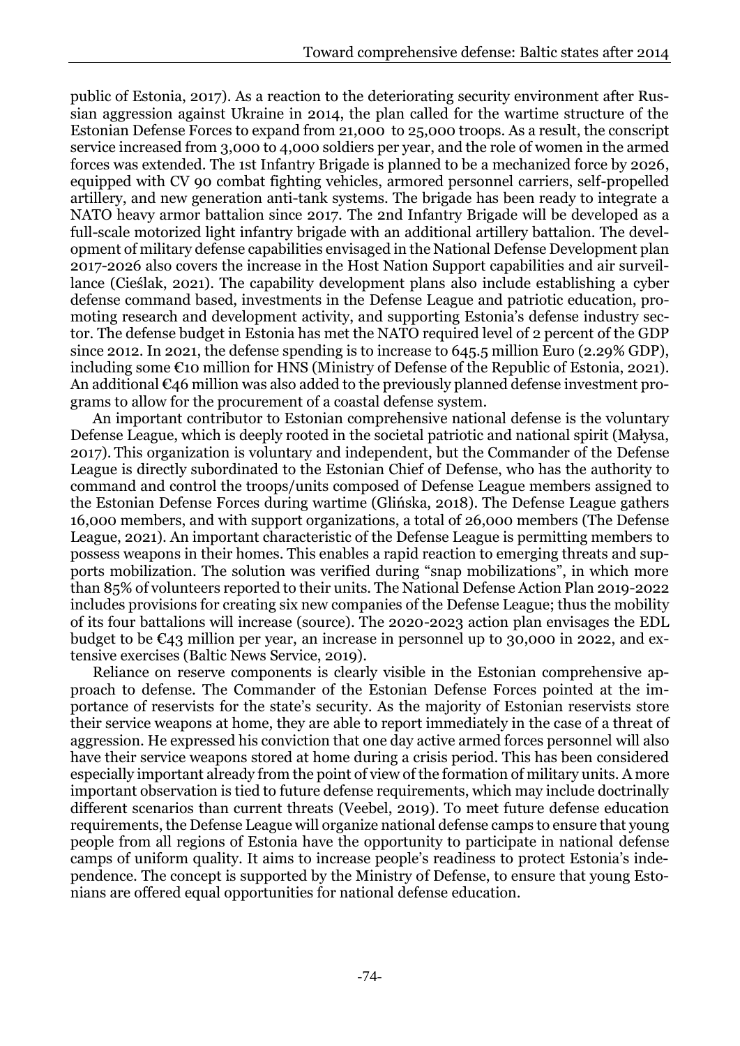public of Estonia, 2017). As a reaction to the deteriorating security environment after Russian aggression against Ukraine in 2014, the plan called for the wartime structure of the Estonian Defense Forces to expand from 21,000 to 25,000 troops. As a result, the conscript service increased from 3,000 to 4,000 soldiers per year, and the role of women in the armed forces was extended. The 1st Infantry Brigade is planned to be a mechanized force by 2026, equipped with CV 90 combat fighting vehicles, armored personnel carriers, self-propelled artillery, and new generation anti-tank systems. The brigade has been ready to integrate a NATO heavy armor battalion since 2017. The 2nd Infantry Brigade will be developed as a full-scale motorized light infantry brigade with an additional artillery battalion. The development of military defense capabilities envisaged in the National Defense Development plan 2017-2026 also covers the increase in the Host Nation Support capabilities and air surveillance (Cieślak, 2021). The capability development plans also include establishing a cyber defense command based, investments in the Defense League and patriotic education, promoting research and development activity, and supporting Estonia's defense industry sector. The defense budget in Estonia has met the NATO required level of 2 percent of the GDP since 2012. In 2021, the defense spending is to increase to 645.5 million Euro (2.29% GDP), including some €10 million for HNS (Ministry of Defense of the Republic of Estonia, 2021). An additional €46 million was also added to the previously planned defense investment programs to allow for the procurement of a coastal defense system.

An important contributor to Estonian comprehensive national defense is the voluntary Defense League, which is deeply rooted in the societal patriotic and national spirit (Małysa, 2017). This organization is voluntary and independent, but the Commander of the Defense League is directly subordinated to the Estonian Chief of Defense, who has the authority to command and control the troops/units composed of Defense League members assigned to the Estonian Defense Forces during wartime (Glińska, 2018). The Defense League gathers 16,000 members, and with support organizations, a total of 26,000 members (The Defense League, 2021). An important characteristic of the Defense League is permitting members to possess weapons in their homes. This enables a rapid reaction to emerging threats and supports mobilization. The solution was verified during "snap mobilizations", in which more than 85% of volunteers reported to their units. The National Defense Action Plan 2019-2022 includes provisions for creating six new companies of the Defense League; thus the mobility of its four battalions will increase (source). The 2020-2023 action plan envisages the EDL budget to be €43 million per year, an increase in personnel up to 30,000 in 2022, and extensive exercises (Baltic News Service, 2019).

Reliance on reserve components is clearly visible in the Estonian comprehensive approach to defense. The Commander of the Estonian Defense Forces pointed at the importance of reservists for the state's security. As the majority of Estonian reservists store their service weapons at home, they are able to report immediately in the case of a threat of aggression. He expressed his conviction that one day active armed forces personnel will also have their service weapons stored at home during a crisis period. This has been considered especially important already from the point of view of the formation of military units. A more important observation is tied to future defense requirements, which may include doctrinally different scenarios than current threats (Veebel, 2019). To meet future defense education requirements, the Defense League will organize national defense camps to ensure that young people from all regions of Estonia have the opportunity to participate in national defense camps of uniform quality. It aims to increase people's readiness to protect Estonia's independence. The concept is supported by the Ministry of Defense, to ensure that young Estonians are offered equal opportunities for national defense education.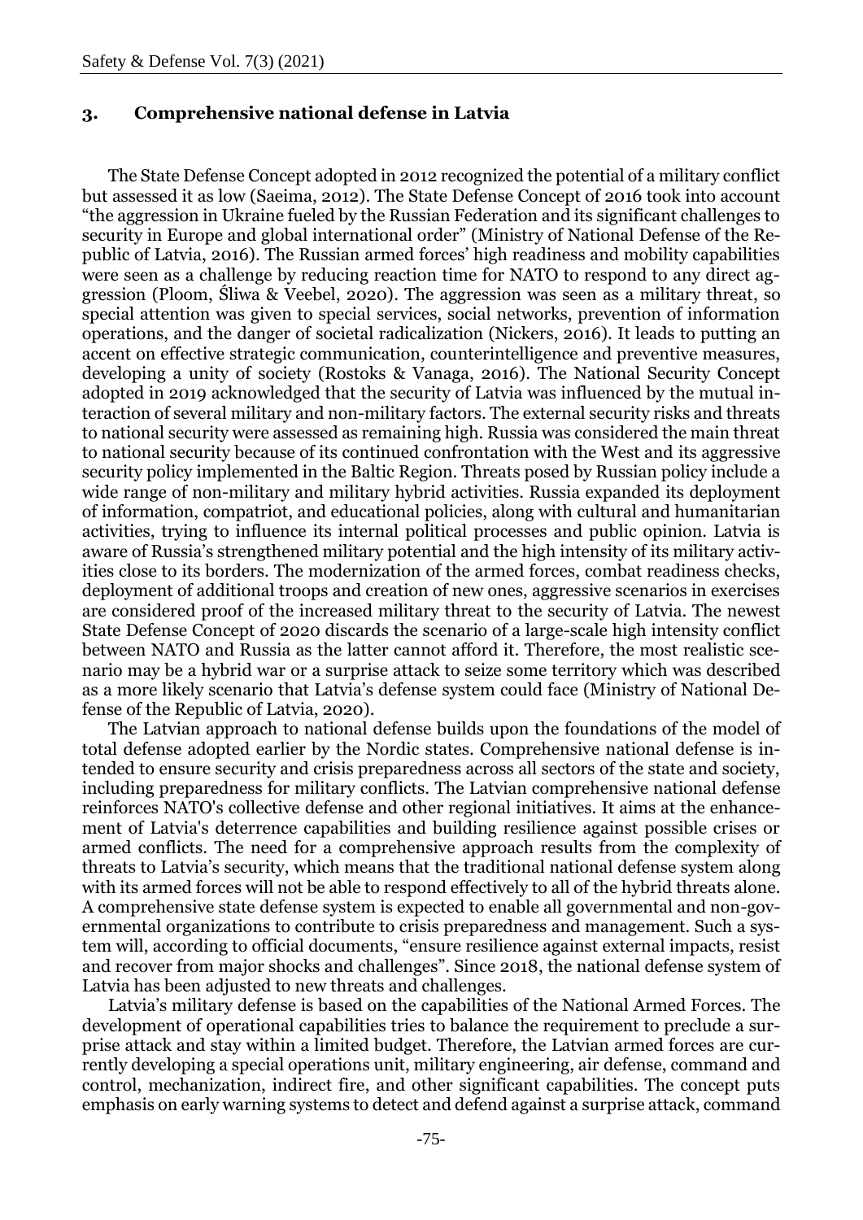## 3. Comprehensive national defense in Latvia

The State Defense Concept adopted in 2012 recognized the potential of a military conflict but assessed it as low (Saeima, 2012). The State Defense Concept of 2016 took into account "the aggression in Ukraine fueled by the Russian Federation and its significant challenges to security in Europe and global international order" (Ministry of National Defense of the Republic of Latvia, 2016). The Russian armed forces' high readiness and mobility capabilities were seen as a challenge by reducing reaction time for NATO to respond to any direct aggression (Ploom, Śliwa & Veebel, 2020). The aggression was seen as a military threat, so special attention was given to special services, social networks, prevention of information operations, and the danger of societal radicalization (Nickers, 2016). It leads to putting an accent on effective strategic communication, counterintelligence and preventive measures, developing a unity of society (Rostoks & Vanaga, 2016). The National Security Concept adopted in 2019 acknowledged that the security of Latvia was influenced by the mutual interaction of several military and non-military factors. The external security risks and threats to national security were assessed as remaining high. Russia was considered the main threat to national security because of its continued confrontation with the West and its aggressive security policy implemented in the Baltic Region. Threats posed by Russian policy include a wide range of non-military and military hybrid activities. Russia expanded its deployment of information, compatriot, and educational policies, along with cultural and humanitarian activities, trying to influence its internal political processes and public opinion. Latvia is aware of Russia's strengthened military potential and the high intensity of its military activities close to its borders. The modernization of the armed forces, combat readiness checks, deployment of additional troops and creation of new ones, aggressive scenarios in exercises are considered proof of the increased military threat to the security of Latvia. The newest State Defense Concept of 2020 discards the scenario of a large-scale high intensity conflict between NATO and Russia as the latter cannot afford it. Therefore, the most realistic scenario may be a hybrid war or a surprise attack to seize some territory which was described as a more likely scenario that Latvia's defense system could face (Ministry of National Defense of the Republic of Latvia, 2020).

The Latvian approach to national defense builds upon the foundations of the model of total defense adopted earlier by the Nordic states. Comprehensive national defense is intended to ensure security and crisis preparedness across all sectors of the state and society, including preparedness for military conflicts. The Latvian comprehensive national defense reinforces NATO's collective defense and other regional initiatives. It aims at the enhancement of Latvia's deterrence capabilities and building resilience against possible crises or armed conflicts. The need for a comprehensive approach results from the complexity of threats to Latvia's security, which means that the traditional national defense system along with its armed forces will not be able to respond effectively to all of the hybrid threats alone. A comprehensive state defense system is expected to enable all governmental and non-governmental organizations to contribute to crisis preparedness and management. Such a system will, according to official documents, "ensure resilience against external impacts, resist and recover from major shocks and challenges". Since 2018, the national defense system of Latvia has been adjusted to new threats and challenges.

Latvia's military defense is based on the capabilities of the National Armed Forces. The development of operational capabilities tries to balance the requirement to preclude a surprise attack and stay within a limited budget. Therefore, the Latvian armed forces are currently developing a special operations unit, military engineering, air defense, command and control, mechanization, indirect fire, and other significant capabilities. The concept puts emphasis on early warning systems to detect and defend against a surprise attack, command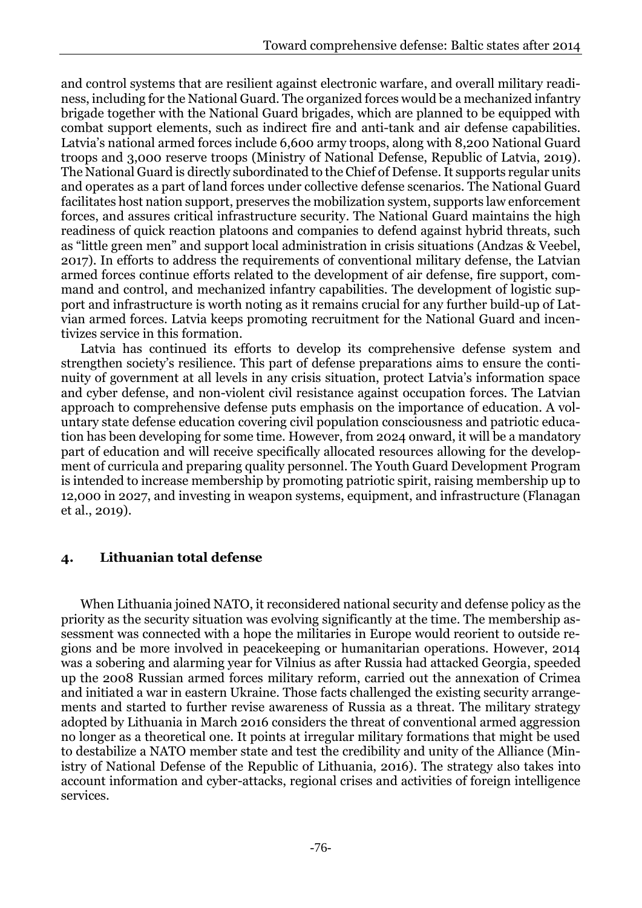and control systems that are resilient against electronic warfare, and overall military readiness, including for the National Guard. The organized forces would be a mechanized infantry brigade together with the National Guard brigades, which are planned to be equipped with combat support elements, such as indirect fire and anti-tank and air defense capabilities. Latvia's national armed forces include 6,600 army troops, along with 8,200 National Guard troops and 3,000 reserve troops (Ministry of National Defense, Republic of Latvia, 2019). The National Guard is directly subordinated to the Chief of Defense. It supports regular units and operates as a part of land forces under collective defense scenarios. The National Guard facilitates host nation support, preserves the mobilization system, supports law enforcement forces, and assures critical infrastructure security. The National Guard maintains the high readiness of quick reaction platoons and companies to defend against hybrid threats, such as "little green men" and support local administration in crisis situations (Andzas & Veebel, 2017). In efforts to address the requirements of conventional military defense, the Latvian armed forces continue efforts related to the development of air defense, fire support, command and control, and mechanized infantry capabilities. The development of logistic support and infrastructure is worth noting as it remains crucial for any further build-up of Latvian armed forces. Latvia keeps promoting recruitment for the National Guard and incentivizes service in this formation.

Latvia has continued its efforts to develop its comprehensive defense system and strengthen society's resilience. This part of defense preparations aims to ensure the continuity of government at all levels in any crisis situation, protect Latvia's information space and cyber defense, and non-violent civil resistance against occupation forces. The Latvian approach to comprehensive defense puts emphasis on the importance of education. A voluntary state defense education covering civil population consciousness and patriotic education has been developing for some time. However, from 2024 onward, it will be a mandatory part of education and will receive specifically allocated resources allowing for the development of curricula and preparing quality personnel. The Youth Guard Development Program is intended to increase membership by promoting patriotic spirit, raising membership up to 12,000 in 2027, and investing in weapon systems, equipment, and infrastructure (Flanagan et al., 2019).

## 4. Lithuanian total defense

When Lithuania joined NATO, it reconsidered national security and defense policy as the priority as the security situation was evolving significantly at the time. The membership assessment was connected with a hope the militaries in Europe would reorient to outside regions and be more involved in peacekeeping or humanitarian operations. However, 2014 was a sobering and alarming year for Vilnius as after Russia had attacked Georgia, speeded up the 2008 Russian armed forces military reform, carried out the annexation of Crimea and initiated a war in eastern Ukraine. Those facts challenged the existing security arrangements and started to further revise awareness of Russia as a threat. The military strategy adopted by Lithuania in March 2016 considers the threat of conventional armed aggression no longer as a theoretical one. It points at irregular military formations that might be used to destabilize a NATO member state and test the credibility and unity of the Alliance (Ministry of National Defense of the Republic of Lithuania, 2016). The strategy also takes into account information and cyber-attacks, regional crises and activities of foreign intelligence services.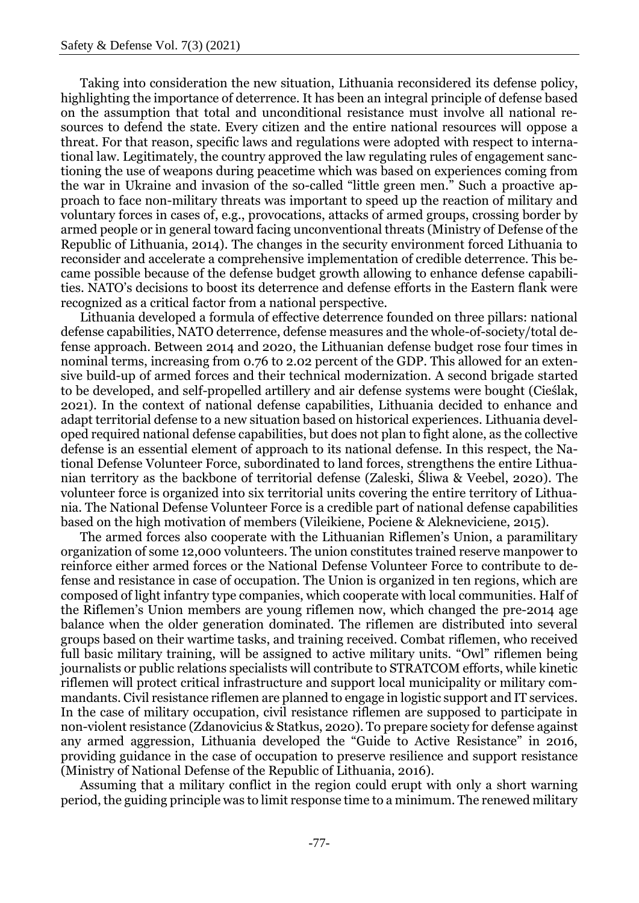Taking into consideration the new situation, Lithuania reconsidered its defense policy, highlighting the importance of deterrence. It has been an integral principle of defense based on the assumption that total and unconditional resistance must involve all national resources to defend the state. Every citizen and the entire national resources will oppose a threat. For that reason, specific laws and regulations were adopted with respect to international law. Legitimately, the country approved the law regulating rules of engagement sanctioning the use of weapons during peacetime which was based on experiences coming from the war in Ukraine and invasion of the so-called "little green men." Such a proactive approach to face non-military threats was important to speed up the reaction of military and voluntary forces in cases of, e.g., provocations, attacks of armed groups, crossing border by armed people or in general toward facing unconventional threats (Ministry of Defense of the Republic of Lithuania, 2014). The changes in the security environment forced Lithuania to reconsider and accelerate a comprehensive implementation of credible deterrence. This became possible because of the defense budget growth allowing to enhance defense capabilities. NATO's decisions to boost its deterrence and defense efforts in the Eastern flank were recognized as a critical factor from a national perspective.

Lithuania developed a formula of effective deterrence founded on three pillars: national defense capabilities, NATO deterrence, defense measures and the whole-of-society/total defense approach. Between 2014 and 2020, the Lithuanian defense budget rose four times in nominal terms, increasing from 0.76 to 2.02 percent of the GDP. This allowed for an extensive build-up of armed forces and their technical modernization. A second brigade started to be developed, and self-propelled artillery and air defense systems were bought (Cieślak, 2021). In the context of national defense capabilities, Lithuania decided to enhance and adapt territorial defense to a new situation based on historical experiences. Lithuania developed required national defense capabilities, but does not plan to fight alone, as the collective defense is an essential element of approach to its national defense. In this respect, the National Defense Volunteer Force, subordinated to land forces, strengthens the entire Lithuanian territory as the backbone of territorial defense (Zaleski, Śliwa & Veebel, 2020). The volunteer force is organized into six territorial units covering the entire territory of Lithuania. The National Defense Volunteer Force is a credible part of national defense capabilities based on the high motivation of members (Vileikiene, Pociene & Alekneviciene, 2015).

The armed forces also cooperate with the Lithuanian Riflemen's Union, a paramilitary organization of some 12,000 volunteers. The union constitutes trained reserve manpower to reinforce either armed forces or the National Defense Volunteer Force to contribute to defense and resistance in case of occupation. The Union is organized in ten regions, which are composed of light infantry type companies, which cooperate with local communities. Half of the Riflemen's Union members are young riflemen now, which changed the pre-2014 age balance when the older generation dominated. The riflemen are distributed into several groups based on their wartime tasks, and training received. Combat riflemen, who received full basic military training, will be assigned to active military units. "Owl" riflemen being journalists or public relations specialists will contribute to STRATCOM efforts, while kinetic riflemen will protect critical infrastructure and support local municipality or military commandants. Civil resistance riflemen are planned to engage in logistic support and IT services. In the case of military occupation, civil resistance riflemen are supposed to participate in non-violent resistance (Zdanovicius & Statkus, 2020). To prepare society for defense against any armed aggression, Lithuania developed the "Guide to Active Resistance" in 2016, providing guidance in the case of occupation to preserve resilience and support resistance (Ministry of National Defense of the Republic of Lithuania, 2016).

Assuming that a military conflict in the region could erupt with only a short warning period, the guiding principle was to limit response time to a minimum. The renewed military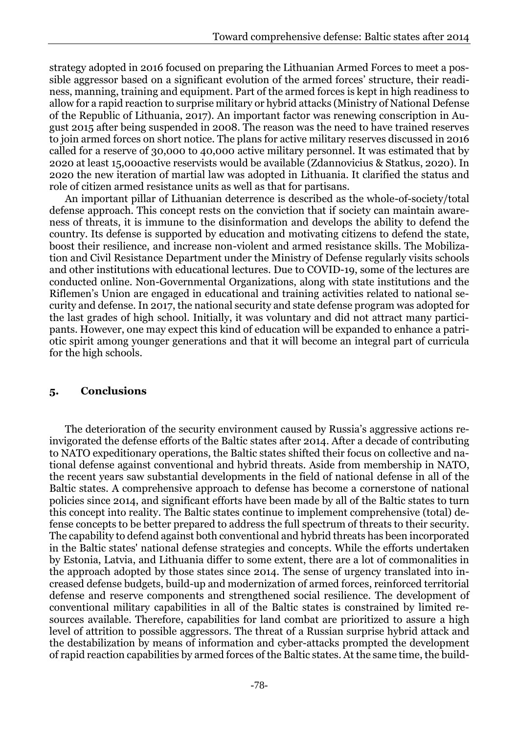strategy adopted in 2016 focused on preparing the Lithuanian Armed Forces to meet a possible aggressor based on a significant evolution of the armed forces' structure, their readiness, manning, training and equipment. Part of the armed forces is kept in high readiness to allow for a rapid reaction to surprise military or hybrid attacks (Ministry of National Defense of the Republic of Lithuania, 2017). An important factor was renewing conscription in August 2015 after being suspended in 2008. The reason was the need to have trained reserves to join armed forces on short notice. The plans for active military reserves discussed in 2016 called for a reserve of 30,000 to 40,000 active military personnel. It was estimated that by 2020 at least 15,000active reservists would be available (Zdannovicius & Statkus, 2020). In 2020 the new iteration of martial law was adopted in Lithuania. It clarified the status and role of citizen armed resistance units as well as that for partisans.

An important pillar of Lithuanian deterrence is described as the whole-of-society/total defense approach. This concept rests on the conviction that if society can maintain awareness of threats, it is immune to the disinformation and develops the ability to defend the country. Its defense is supported by education and motivating citizens to defend the state, boost their resilience, and increase non-violent and armed resistance skills. The Mobilization and Civil Resistance Department under the Ministry of Defense regularly visits schools and other institutions with educational lectures. Due to COVID-19, some of the lectures are conducted online. Non-Governmental Organizations, along with state institutions and the Riflemen's Union are engaged in educational and training activities related to national security and defense. In 2017, the national security and state defense program was adopted for the last grades of high school. Initially, it was voluntary and did not attract many participants. However, one may expect this kind of education will be expanded to enhance a patriotic spirit among younger generations and that it will become an integral part of curricula for the high schools.

## 5. Conclusions

The deterioration of the security environment caused by Russia's aggressive actions reinvigorated the defense efforts of the Baltic states after 2014. After a decade of contributing to NATO expeditionary operations, the Baltic states shifted their focus on collective and national defense against conventional and hybrid threats. Aside from membership in NATO, the recent years saw substantial developments in the field of national defense in all of the Baltic states. A comprehensive approach to defense has become a cornerstone of national policies since 2014, and significant efforts have been made by all of the Baltic states to turn this concept into reality. The Baltic states continue to implement comprehensive (total) defense concepts to be better prepared to address the full spectrum of threats to their security. The capability to defend against both conventional and hybrid threats has been incorporated in the Baltic states' national defense strategies and concepts. While the efforts undertaken by Estonia, Latvia, and Lithuania differ to some extent, there are a lot of commonalities in the approach adopted by those states since 2014. The sense of urgency translated into increased defense budgets, build-up and modernization of armed forces, reinforced territorial defense and reserve components and strengthened social resilience. The development of conventional military capabilities in all of the Baltic states is constrained by limited resources available. Therefore, capabilities for land combat are prioritized to assure a high level of attrition to possible aggressors. The threat of a Russian surprise hybrid attack and the destabilization by means of information and cyber-attacks prompted the development of rapid reaction capabilities by armed forces of the Baltic states. At the same time, the build-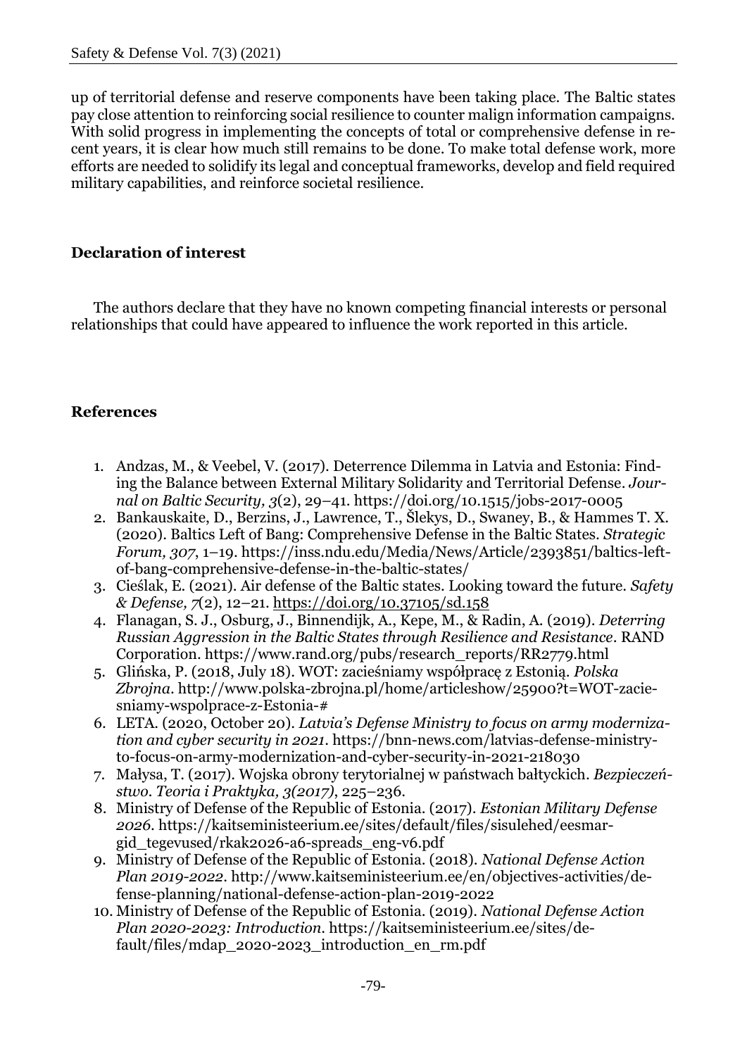up of territorial defense and reserve components have been taking place. The Baltic states pay close attention to reinforcing social resilience to counter malign information campaigns. With solid progress in implementing the concepts of total or comprehensive defense in recent years, it is clear how much still remains to be done. To make total defense work, more efforts are needed to solidify its legal and conceptual frameworks, develop and field required military capabilities, and reinforce societal resilience.

## Declaration of interest

The authors declare that they have no known competing financial interests or personal relationships that could have appeared to influence the work reported in this article.

## References

1. Andzas, M., & Veebel, V. (2017). Deterrence Dilemma in Latvia and Estonia: Finding the Balance between External Military Solidarity and Territorial Defense. *Journal on Baltic Security, 3*(2), 29–41. https://doi.org/10.1515/jobs-2017-0005
2. Bankauskaite, D., Berzins, J., Lawrence, T., Šlekys, D., Swaney, B., & Hammes T. X. (2020). Baltics Left of Bang: Comprehensive Defense in the Baltic States. *Strategic Forum, 307*, 1–19. https://inss.ndu.edu/Media/News/Article/2393851/baltics-left-of-bang-comprehensive-defense-in-the-baltic-states/
3. Cieślak, E. (2021). Air defense of the Baltic states. Looking toward the future. *Safety & Defense, 7*(2), 12–21. https://doi.org/10.37105/sd.158
4. Flanagan, S. J., Osburg, J., Binnendijk, A., Kepe, M., & Radin, A. (2019). *Deterring Russian Aggression in the Baltic States through Resilience and Resistance*. RAND Corporation. https://www.rand.org/pubs/research_reports/RR2779.html
5. Glińska, P. (2018, July 18). WOT: zacieśniamy współpracę z Estonią. *Polska Zbrojna*. http://www.polska-zbrojna.pl/home/articleshow/25900?t=WOT-zaciesniamy-wspolprace-z-Estonia-#
6. LETA. (2020, October 20). *Latvia's Defense Ministry to focus on army modernization and cyber security in 2021*. https://bnn-news.com/latvias-defense-ministry-to-focus-on-army-modernization-and-cyber-security-in-2021-218030
7. Małysa, T. (2017). Wojska obrony terytorialnej w państwach bałtyckich. *Bezpieczeństwo. Teoria i Praktyka, 3(2017)*, 225–236.
8. Ministry of Defense of the Republic of Estonia. (2017). *Estonian Military Defense 2026*. https://kaitseministeerium.ee/sites/default/files/sisulehed/eesmargid_tegevused/rkak2026-a6-spreads_eng-v6.pdf
9. Ministry of Defense of the Republic of Estonia. (2018). *National Defense Action Plan 2019-2022*. http://www.kaitseministeerium.ee/en/objectives-activities/defense-planning/national-defense-action-plan-2019-2022
10. Ministry of Defense of the Republic of Estonia. (2019). *National Defense Action Plan 2020-2023: Introduction*. https://kaitseministeerium.ee/sites/default/files/mdap_2020-2023_introduction_en_rm.pdf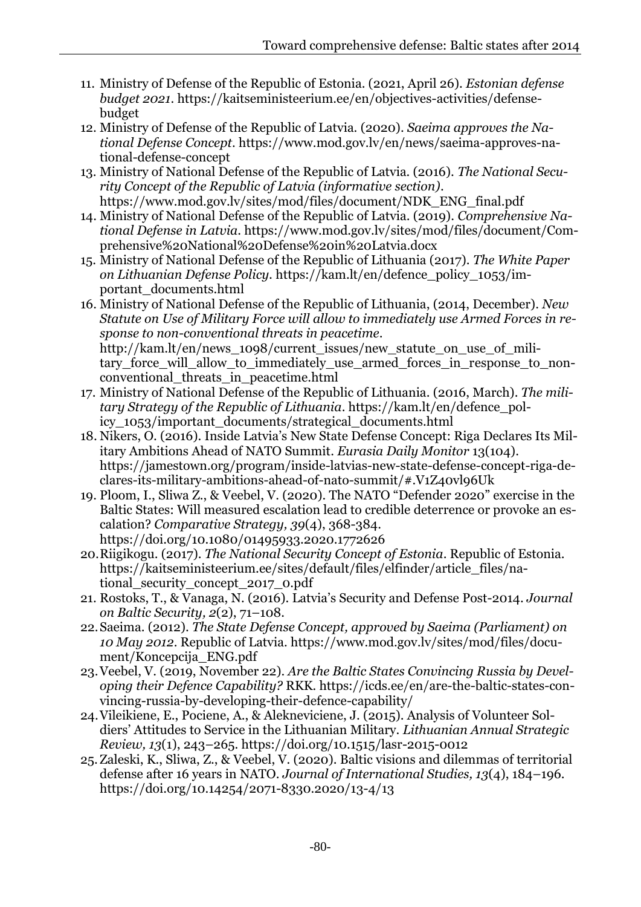11. Ministry of Defense of the Republic of Estonia. (2021, April 26). *Estonian defense budget 2021*. https://kaitseministeerium.ee/en/objectives-activities/defense-budget
12. Ministry of Defense of the Republic of Latvia. (2020). *Saeima approves the National Defense Concept*. https://www.mod.gov.lv/en/news/saeima-approves-national-defense-concept
13. Ministry of National Defense of the Republic of Latvia. (2016). *The National Security Concept of the Republic of Latvia (informative section)*. https://www.mod.gov.lv/sites/mod/files/document/NDK_ENG_final.pdf
14. Ministry of National Defense of the Republic of Latvia. (2019). *Comprehensive National Defense in Latvia*. https://www.mod.gov.lv/sites/mod/files/document/Comprehensive%20National%20Defense%20in%20Latvia.docx
15. Ministry of National Defense of the Republic of Lithuania (2017). *The White Paper on Lithuanian Defense Policy*. https://kam.lt/en/defence_policy_1053/important_documents.html
16. Ministry of National Defense of the Republic of Lithuania, (2014, December). *New Statute on Use of Military Force will allow to immediately use Armed Forces in response to non-conventional threats in peacetime*. http://kam.lt/en/news_1098/current_issues/new_statute_on_use_of_military_force_will_allow_to_immediately_use_armed_forces_in_response_to_non-conventional_threats_in_peacetime.html
17. Ministry of National Defense of the Republic of Lithuania. (2016, March). *The military Strategy of the Republic of Lithuania*. https://kam.lt/en/defence_policy_1053/important_documents/strategical_documents.html
18. Nikers, O. (2016). Inside Latvia's New State Defense Concept: Riga Declares Its Military Ambitions Ahead of NATO Summit. *Eurasia Daily Monitor* 13(104). https://jamestown.org/program/inside-latvias-new-state-defense-concept-riga-declares-its-military-ambitions-ahead-of-nato-summit/#.V1Z40vl96Uk
19. Ploom, I., Sliwa Z., & Veebel, V. (2020). The NATO "Defender 2020" exercise in the Baltic States: Will measured escalation lead to credible deterrence or provoke an escalation? *Comparative Strategy, 39*(4), 368-384. https://doi.org/10.1080/01495933.2020.1772626
20. Riigikogu. (2017). *The National Security Concept of Estonia*. Republic of Estonia. https://kaitseministeerium.ee/sites/default/files/elfinder/article_files/national_security_concept_2017_0.pdf
21. Rostoks, T., & Vanaga, N. (2016). Latvia's Security and Defense Post-2014. *Journal on Baltic Security, 2*(2), 71–108.
22. Saeima. (2012). *The State Defense Concept, approved by Saeima (Parliament) on 10 May 2012*. Republic of Latvia. https://www.mod.gov.lv/sites/mod/files/document/Koncepcija_ENG.pdf
23. Veebel, V. (2019, November 22). *Are the Baltic States Convincing Russia by Developing their Defence Capability?* RKK. https://icds.ee/en/are-the-baltic-states-convincing-russia-by-developing-their-defence-capability/
24. Vileikiene, E., Pociene, A., & Alekneviciene, J. (2015). Analysis of Volunteer Soldiers' Attitudes to Service in the Lithuanian Military. *Lithuanian Annual Strategic Review, 13*(1), 243–265. https://doi.org/10.1515/lasr-2015-0012
25. Zaleski, K., Sliwa, Z., & Veebel, V. (2020). Baltic visions and dilemmas of territorial defense after 16 years in NATO. *Journal of International Studies, 13*(4), 184–196. https://doi.org/10.14254/2071-8330.2020/13-4/13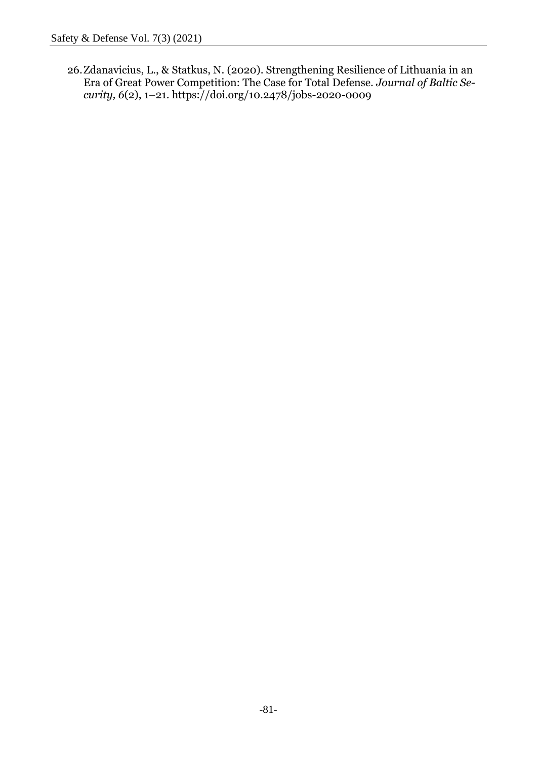26. Zdanavicius, L., & Statkus, N. (2020). Strengthening Resilience of Lithuania in an Era of Great Power Competition: The Case for Total Defense. *Journal of Baltic Security, 6*(2), 1–21. https://doi.org/10.2478/jobs-2020-0009